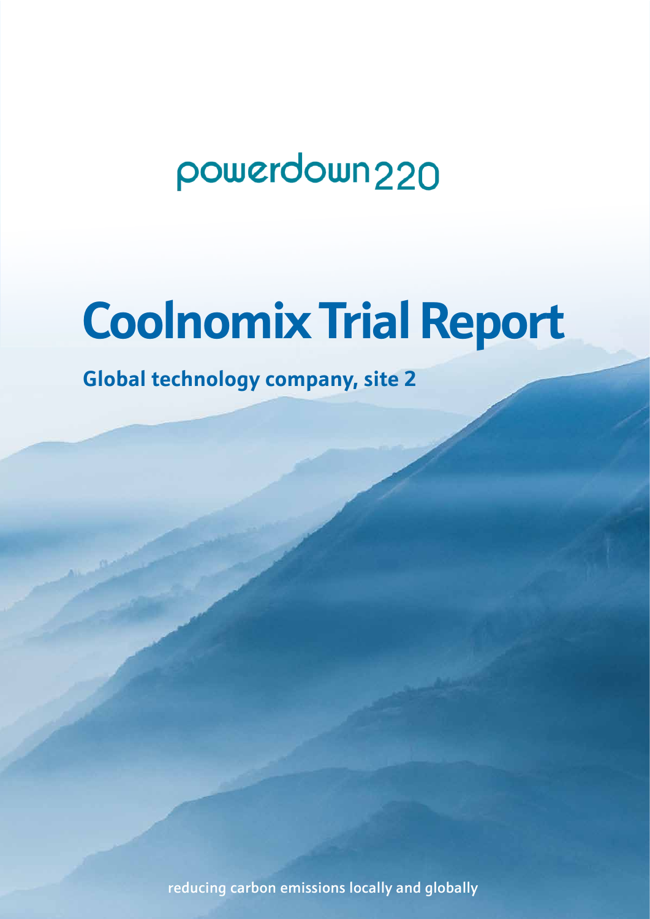powerdown220

# Coolnomix Trial Report

## Global technology company, site 2

reducing carbon emissions locally and globally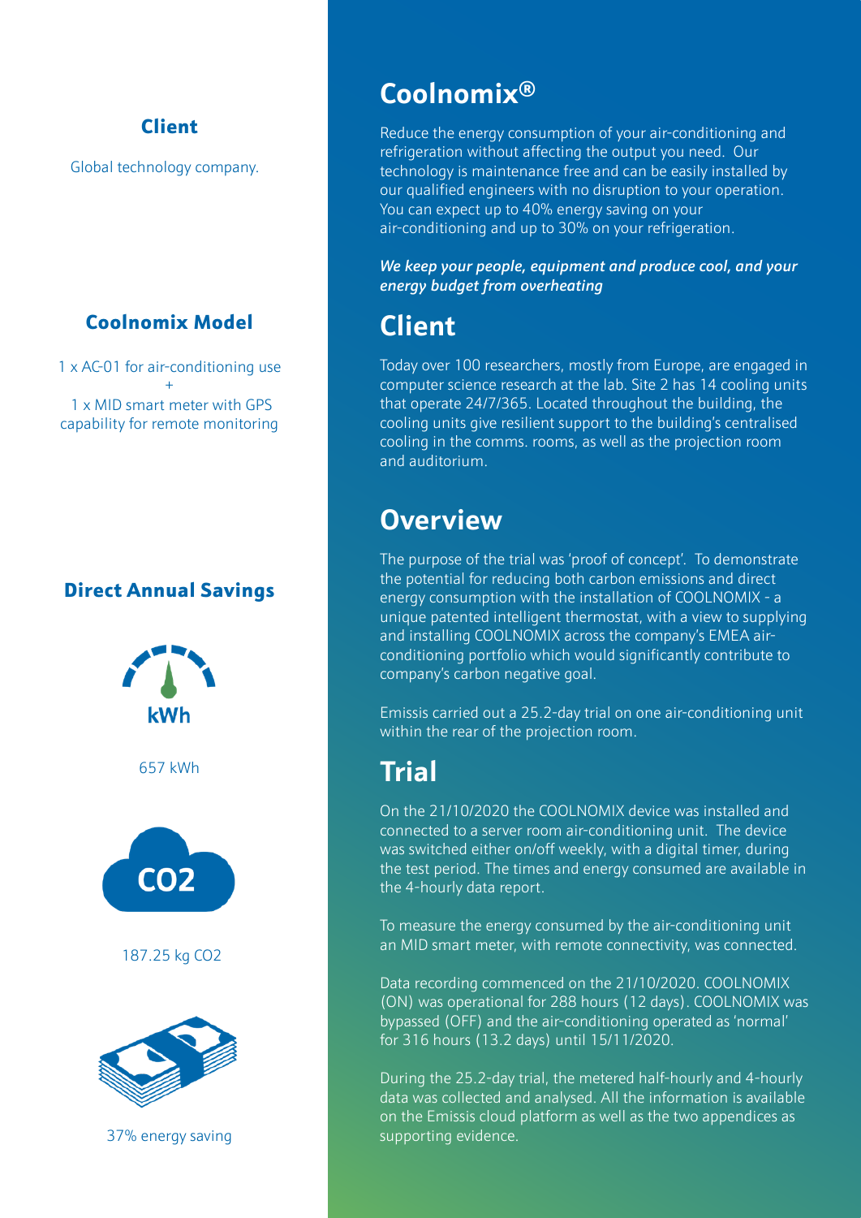## Client

Global technology company.

## Coolnomix Model

1 x AC-01 for air-conditioning use
+
1 x MID smart meter with GPS capability for remote monitoring

## Direct Annual Savings

kWh

657 kWh

CO2

187.25 kg CO2

37% energy saving

# Coolnomix®

Reduce the energy consumption of your air-conditioning and refrigeration without affecting the output you need. Our technology is maintenance free and can be easily installed by our qualified engineers with no disruption to your operation. You can expect up to 40% energy saving on your air-conditioning and up to 30% on your refrigeration.

***We keep your people, equipment and produce cool, and your energy budget from overheating***

# Client

Today over 100 researchers, mostly from Europe, are engaged in computer science research at the lab. Site 2 has 14 cooling units that operate 24/7/365. Located throughout the building, the cooling units give resilient support to the building's centralised cooling in the comms. rooms, as well as the projection room and auditorium.

# Overview

The purpose of the trial was 'proof of concept'. To demonstrate the potential for reducing both carbon emissions and direct energy consumption with the installation of COOLNOMIX - a unique patented intelligent thermostat, with a view to supplying and installing COOLNOMIX across the company's EMEA air-conditioning portfolio which would significantly contribute to company's carbon negative goal.

Emissis carried out a 25.2-day trial on one air-conditioning unit within the rear of the projection room.

# Trial

On the 21/10/2020 the COOLNOMIX device was installed and connected to a server room air-conditioning unit. The device was switched either on/off weekly, with a digital timer, during the test period. The times and energy consumed are available in the 4-hourly data report.

To measure the energy consumed by the air-conditioning unit an MID smart meter, with remote connectivity, was connected.

Data recording commenced on the 21/10/2020. COOLNOMIX (ON) was operational for 288 hours (12 days). COOLNOMIX was bypassed (OFF) and the air-conditioning operated as 'normal' for 316 hours (13.2 days) until 15/11/2020.

During the 25.2-day trial, the metered half-hourly and 4-hourly data was collected and analysed. All the information is available on the Emissis cloud platform as well as the two appendices as supporting evidence.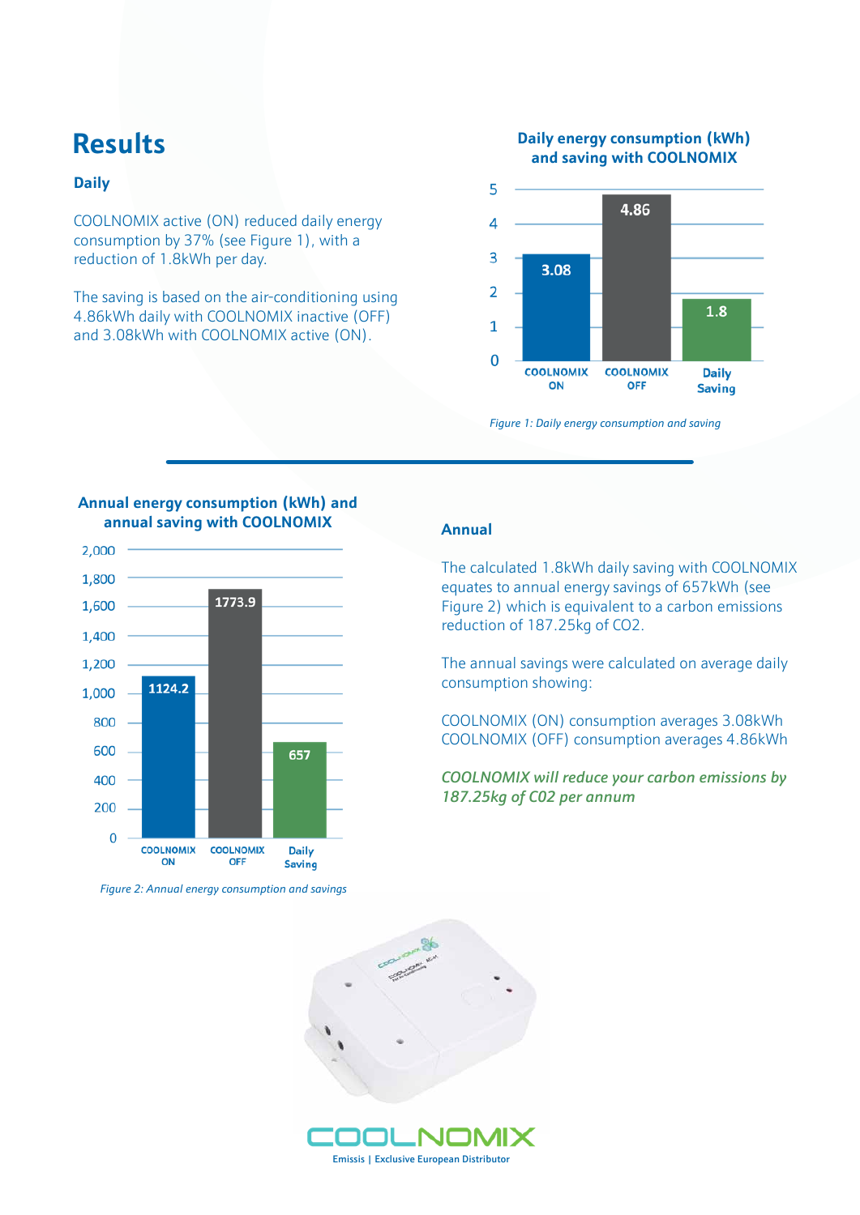# Results

## Daily

COOLNOMIX active (ON) reduced daily energy consumption by 37% (see Figure 1), with a reduction of 1.8kWh per day.

The saving is based on the air-conditioning using 4.86kWh daily with COOLNOMIX inactive (OFF) and 3.08kWh with COOLNOMIX active (ON).

**Daily energy consumption (kWh) and saving with COOLNOMIX**

| | COOLNOMIX ON | COOLNOMIX OFF | Daily Saving |
|---|---|---|---|
| kWh | 3.08 | 4.86 | 1.8 |

*Figure 1: Daily energy consumption and saving*

**Annual energy consumption (kWh) and annual saving with COOLNOMIX**

| | COOLNOMIX ON | COOLNOMIX OFF | Daily Saving |
|---|---|---|---|
| kWh | 1124.2 | 1773.9 | 657 |

*Figure 2: Annual energy consumption and savings*

## Annual

The calculated 1.8kWh daily saving with COOLNOMIX equates to annual energy savings of 657kWh (see Figure 2) which is equivalent to a carbon emissions reduction of 187.25kg of CO2.

The annual savings were calculated on average daily consumption showing:

COOLNOMIX (ON) consumption averages 3.08kWh
COOLNOMIX (OFF) consumption averages 4.86kWh

*COOLNOMIX will reduce your carbon emissions by 187.25kg of C02 per annum*

COOLNOMIX

Emissis | Exclusive European Distributor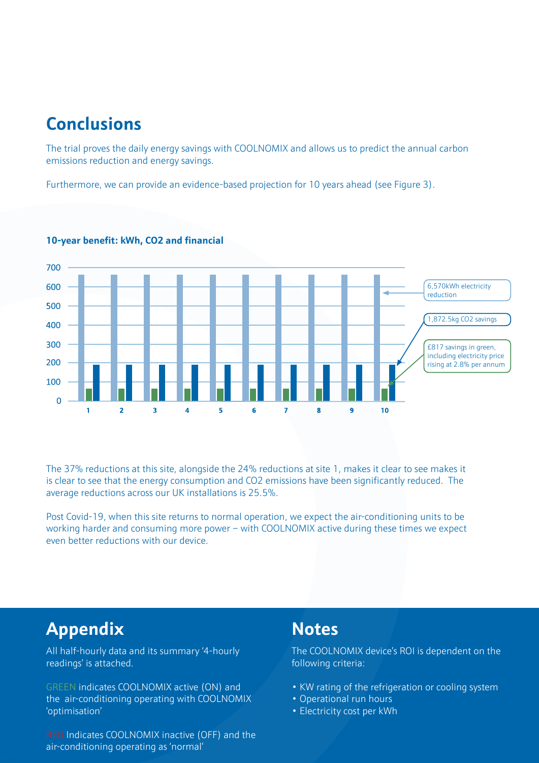## Conclusions

The trial proves the daily energy savings with COOLNOMIX and allows us to predict the annual carbon emissions reduction and energy savings.

Furthermore, we can provide an evidence-based projection for 10 years ahead (see Figure 3).

**10-year benefit: kWh, CO2 and financial**

- 6,570kWh electricity reduction
- 1,872.5kg CO2 savings
- £817 savings in green, including electricity price rising at 2.8% per annum

The 37% reductions at this site, alongside the 24% reductions at site 1, makes it clear to see makes it is clear to see that the energy consumption and CO2 emissions have been significantly reduced. The average reductions across our UK installations is 25.5%.

Post Covid-19, when this site returns to normal operation, we expect the air-conditioning units to be working harder and consuming more power – with COOLNOMIX active during these times we expect even better reductions with our device.

## Appendix

All half-hourly data and its summary '4-hourly readings' is attached.

GREEN indicates COOLNOMIX active (ON) and the air-conditioning operating with COOLNOMIX 'optimisation'

RED Indicates COOLNOMIX inactive (OFF) and the air-conditioning operating as 'normal'

## Notes

The COOLNOMIX device's ROI is dependent on the following criteria:

- KW rating of the refrigeration or cooling system
- Operational run hours
- Electricity cost per kWh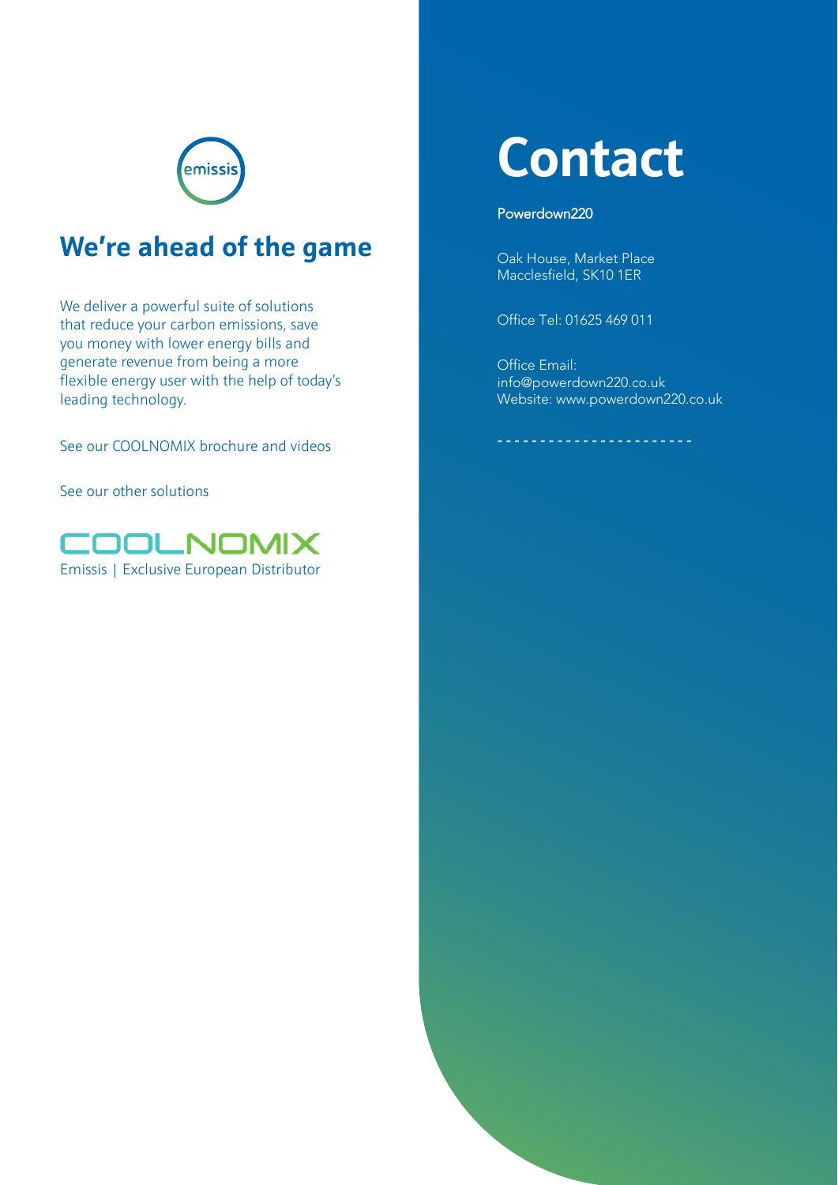emissis

## We're ahead of the game

We deliver a powerful suite of solutions that reduce your carbon emissions, save you money with lower energy bills and generate revenue from being a more flexible energy user with the help of today's leading technology.

See our COOLNOMIX brochure and videos

See our other solutions

COOLNOMIX

Emissis | Exclusive European Distributor

# Contact

Powerdown220

Oak House, Market Place
Macclesfield, SK10 1ER

Office Tel: 01625 469 011

Office Email:
info@powerdown220.co.uk
Website: www.powerdown220.co.uk